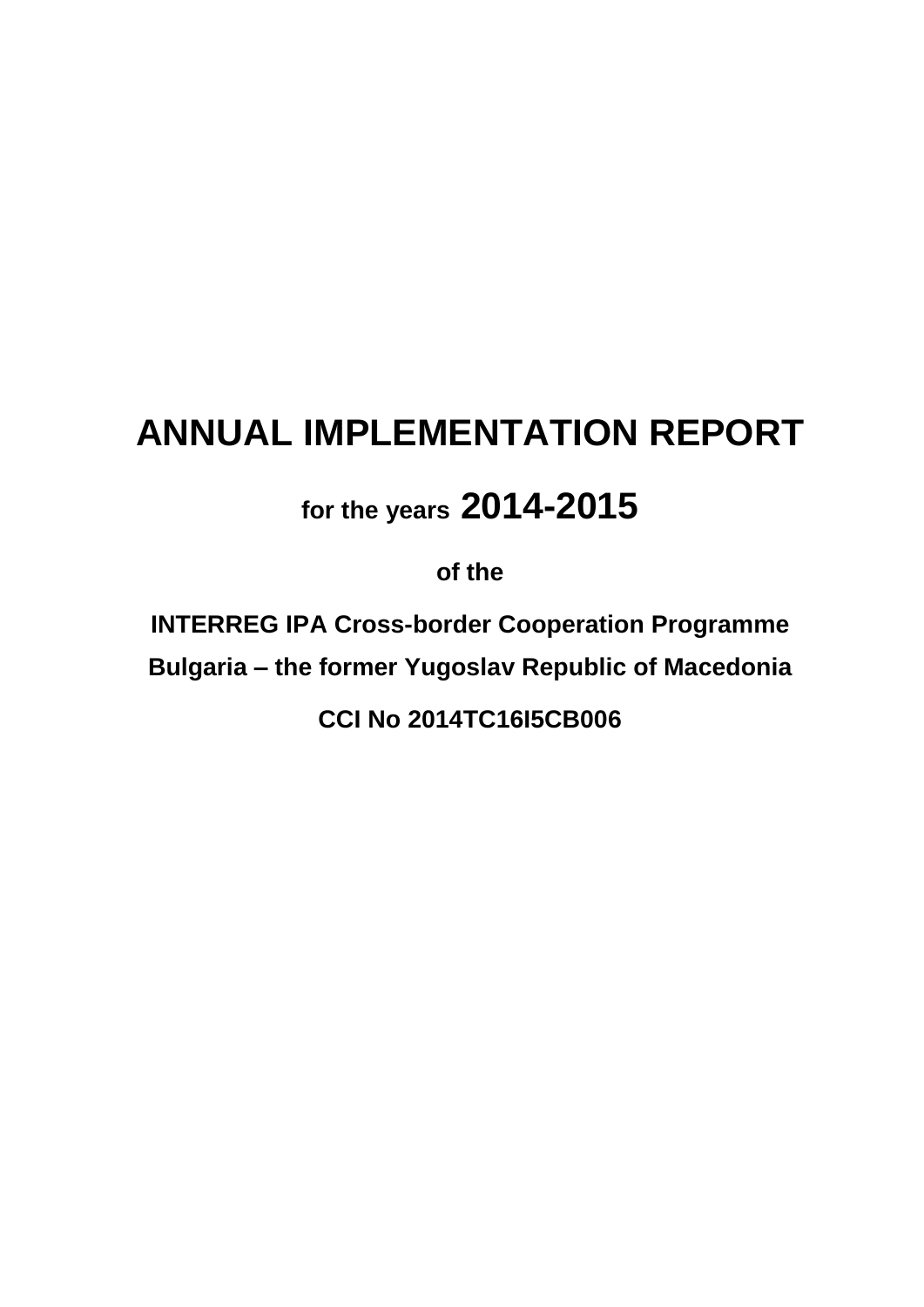# ANNUAL IMPLEMENTATION REPORT

**for the years 2014-2015**

**of the**

**INTERREG IPA Cross-border Cooperation Programme**

**Bulgaria – the former Yugoslav Republic of Macedonia**

**CCI No 2014TC16I5CB006**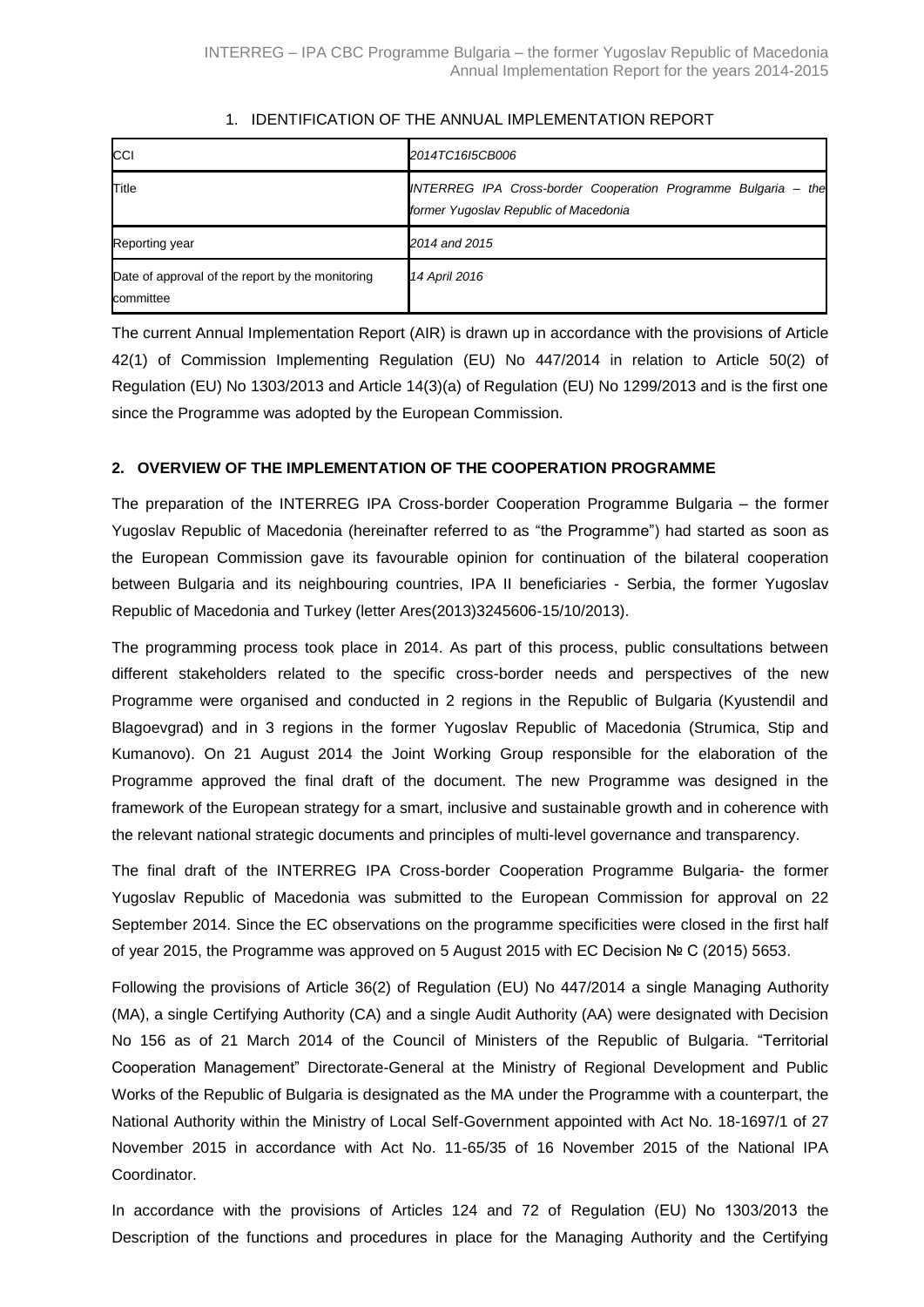## 1. IDENTIFICATION OF THE ANNUAL IMPLEMENTATION REPORT

| CCI | 2014TC16I5CB006 |
|---|---|
| Title | INTERREG IPA Cross-border Cooperation Programme Bulgaria – the former Yugoslav Republic of Macedonia |
| Reporting year | 2014 and 2015 |
| Date of approval of the report by the monitoring committee | 14 April 2016 |

The current Annual Implementation Report (AIR) is drawn up in accordance with the provisions of Article 42(1) of Commission Implementing Regulation (EU) No 447/2014 in relation to Article 50(2) of Regulation (EU) No 1303/2013 and Article 14(3)(a) of Regulation (EU) No 1299/2013 and is the first one since the Programme was adopted by the European Commission.

## 2. OVERVIEW OF THE IMPLEMENTATION OF THE COOPERATION PROGRAMME

The preparation of the INTERREG IPA Cross-border Cooperation Programme Bulgaria – the former Yugoslav Republic of Macedonia (hereinafter referred to as "the Programme") had started as soon as the European Commission gave its favourable opinion for continuation of the bilateral cooperation between Bulgaria and its neighbouring countries, IPA II beneficiaries - Serbia, the former Yugoslav Republic of Macedonia and Turkey (letter Ares(2013)3245606-15/10/2013).

The programming process took place in 2014. As part of this process, public consultations between different stakeholders related to the specific cross-border needs and perspectives of the new Programme were organised and conducted in 2 regions in the Republic of Bulgaria (Kyustendil and Blagoevgrad) and in 3 regions in the former Yugoslav Republic of Macedonia (Strumica, Stip and Kumanovo). On 21 August 2014 the Joint Working Group responsible for the elaboration of the Programme approved the final draft of the document. The new Programme was designed in the framework of the European strategy for a smart, inclusive and sustainable growth and in coherence with the relevant national strategic documents and principles of multi-level governance and transparency.

The final draft of the INTERREG IPA Cross-border Cooperation Programme Bulgaria- the former Yugoslav Republic of Macedonia was submitted to the European Commission for approval on 22 September 2014. Since the EC observations on the programme specificities were closed in the first half of year 2015, the Programme was approved on 5 August 2015 with EC Decision № C (2015) 5653.

Following the provisions of Article 36(2) of Regulation (EU) No 447/2014 a single Managing Authority (MA), a single Certifying Authority (CA) and a single Audit Authority (AA) were designated with Decision No 156 as of 21 March 2014 of the Council of Ministers of the Republic of Bulgaria. "Territorial Cooperation Management" Directorate-General at the Ministry of Regional Development and Public Works of the Republic of Bulgaria is designated as the MA under the Programme with a counterpart, the National Authority within the Ministry of Local Self-Government appointed with Act No. 18-1697/1 of 27 November 2015 in accordance with Act No. 11-65/35 of 16 November 2015 of the National IPA Coordinator.

In accordance with the provisions of Articles 124 and 72 of Regulation (EU) No 1303/2013 the Description of the functions and procedures in place for the Managing Authority and the Certifying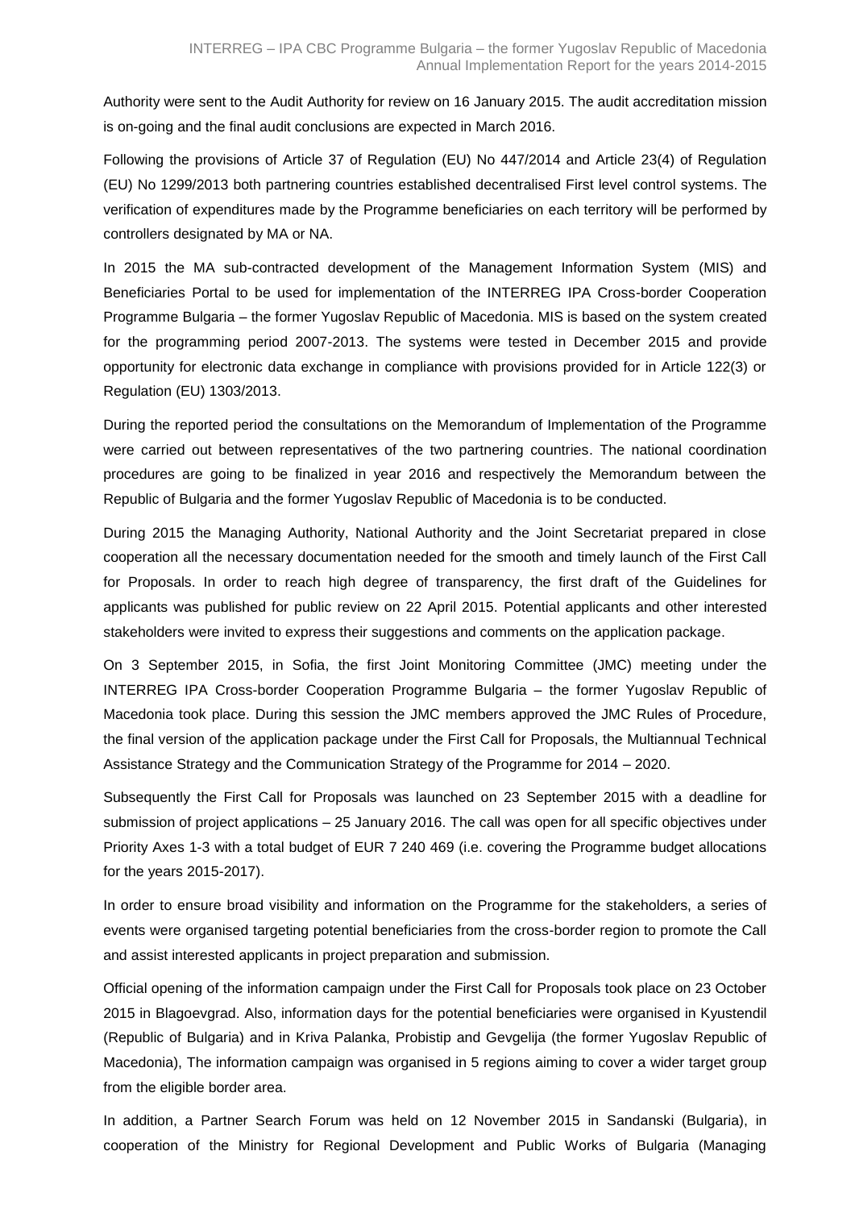Authority were sent to the Audit Authority for review on 16 January 2015. The audit accreditation mission is on-going and the final audit conclusions are expected in March 2016.

Following the provisions of Article 37 of Regulation (EU) No 447/2014 and Article 23(4) of Regulation (EU) No 1299/2013 both partnering countries established decentralised First level control systems. The verification of expenditures made by the Programme beneficiaries on each territory will be performed by controllers designated by MA or NA.

In 2015 the MA sub-contracted development of the Management Information System (MIS) and Beneficiaries Portal to be used for implementation of the INTERREG IPA Cross-border Cooperation Programme Bulgaria – the former Yugoslav Republic of Macedonia. MIS is based on the system created for the programming period 2007-2013. The systems were tested in December 2015 and provide opportunity for electronic data exchange in compliance with provisions provided for in Article 122(3) or Regulation (EU) 1303/2013.

During the reported period the consultations on the Memorandum of Implementation of the Programme were carried out between representatives of the two partnering countries. The national coordination procedures are going to be finalized in year 2016 and respectively the Memorandum between the Republic of Bulgaria and the former Yugoslav Republic of Macedonia is to be conducted.

During 2015 the Managing Authority, National Authority and the Joint Secretariat prepared in close cooperation all the necessary documentation needed for the smooth and timely launch of the First Call for Proposals. In order to reach high degree of transparency, the first draft of the Guidelines for applicants was published for public review on 22 April 2015. Potential applicants and other interested stakeholders were invited to express their suggestions and comments on the application package.

On 3 September 2015, in Sofia, the first Joint Monitoring Committee (JMC) meeting under the INTERREG IPA Cross-border Cooperation Programme Bulgaria – the former Yugoslav Republic of Macedonia took place. During this session the JMC members approved the JMC Rules of Procedure, the final version of the application package under the First Call for Proposals, the Multiannual Technical Assistance Strategy and the Communication Strategy of the Programme for 2014 – 2020.

Subsequently the First Call for Proposals was launched on 23 September 2015 with a deadline for submission of project applications – 25 January 2016. The call was open for all specific objectives under Priority Axes 1-3 with a total budget of EUR 7 240 469 (i.e. covering the Programme budget allocations for the years 2015-2017).

In order to ensure broad visibility and information on the Programme for the stakeholders, a series of events were organised targeting potential beneficiaries from the cross-border region to promote the Call and assist interested applicants in project preparation and submission.

Official opening of the information campaign under the First Call for Proposals took place on 23 October 2015 in Blagoevgrad. Also, information days for the potential beneficiaries were organised in Kyustendil (Republic of Bulgaria) and in Kriva Palanka, Probistip and Gevgelija (the former Yugoslav Republic of Macedonia), The information campaign was organised in 5 regions aiming to cover a wider target group from the eligible border area.

In addition, a Partner Search Forum was held on 12 November 2015 in Sandanski (Bulgaria), in cooperation of the Ministry for Regional Development and Public Works of Bulgaria (Managing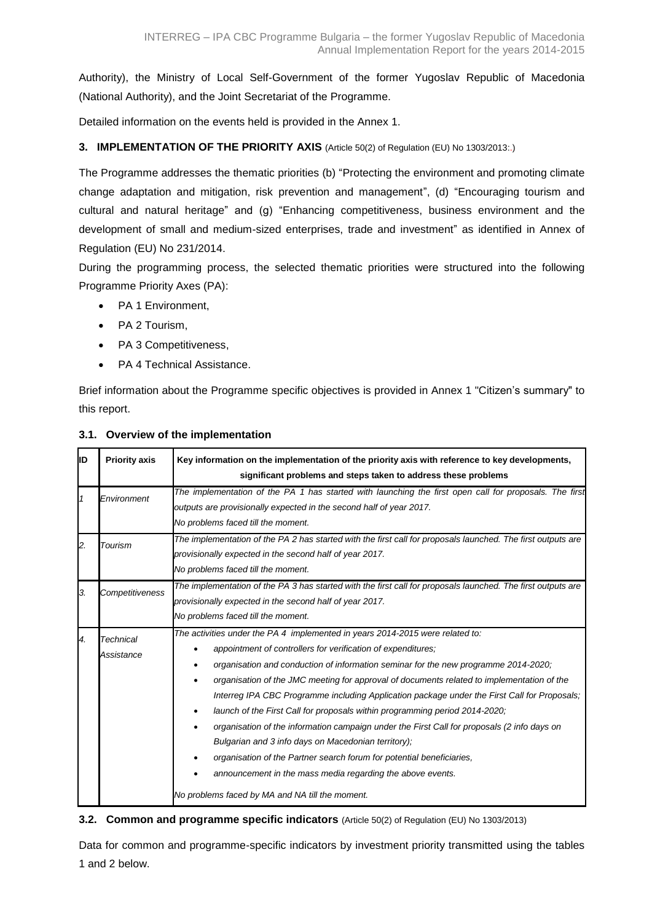Authority), the Ministry of Local Self-Government of the former Yugoslav Republic of Macedonia (National Authority), and the Joint Secretariat of the Programme.

Detailed information on the events held is provided in the Annex 1.

## 3. IMPLEMENTATION OF THE PRIORITY AXIS (Article 50(2) of Regulation (EU) No 1303/2013:.)

The Programme addresses the thematic priorities (b) "Protecting the environment and promoting climate change adaptation and mitigation, risk prevention and management", (d) "Encouraging tourism and cultural and natural heritage" and (g) "Enhancing competitiveness, business environment and the development of small and medium-sized enterprises, trade and investment" as identified in Annex of Regulation (EU) No 231/2014.

During the programming process, the selected thematic priorities were structured into the following Programme Priority Axes (PA):

- PA 1 Environment,
- PA 2 Tourism,
- PA 3 Competitiveness,
- PA 4 Technical Assistance.

Brief information about the Programme specific objectives is provided in Annex 1 "Citizen's summary" to this report.

### 3.1. Overview of the implementation

| ID | Priority axis | Key information on the implementation of the priority axis with reference to key developments, significant problems and steps taken to address these problems |
|---|---|---|
| *1* | *Environment* | *The implementation of the PA 1 has started with launching the first open call for proposals. The first outputs are provisionally expected in the second half of year 2017.*<br>*No problems faced till the moment.* |
| *2.* | *Tourism* | *The implementation of the PA 2 has started with the first call for proposals launched. The first outputs are provisionally expected in the second half of year 2017.*<br>*No problems faced till the moment.* |
| *3.* | *Competitiveness* | *The implementation of the PA 3 has started with the first call for proposals launched. The first outputs are provisionally expected in the second half of year 2017.*<br>*No problems faced till the moment.* |
| *4.* | *Technical Assistance* | *The activities under the PA 4 implemented in years 2014-2015 were related to:*<br>• *appointment of controllers for verification of expenditures;*<br>• *organisation and conduction of information seminar for the new programme 2014-2020;*<br>• *organisation of the JMC meeting for approval of documents related to implementation of the Interreg IPA CBC Programme including Application package under the First Call for Proposals;*<br>• *launch of the First Call for proposals within programming period 2014-2020;*<br>• *organisation of the information campaign under the First Call for proposals (2 info days on Bulgarian and 3 info days on Macedonian territory);*<br>• *organisation of the Partner search forum for potential beneficiaries,*<br>• *announcement in the mass media regarding the above events.*<br>*No problems faced by MA and NA till the moment.* |

### 3.2. Common and programme specific indicators (Article 50(2) of Regulation (EU) No 1303/2013)

Data for common and programme-specific indicators by investment priority transmitted using the tables 1 and 2 below.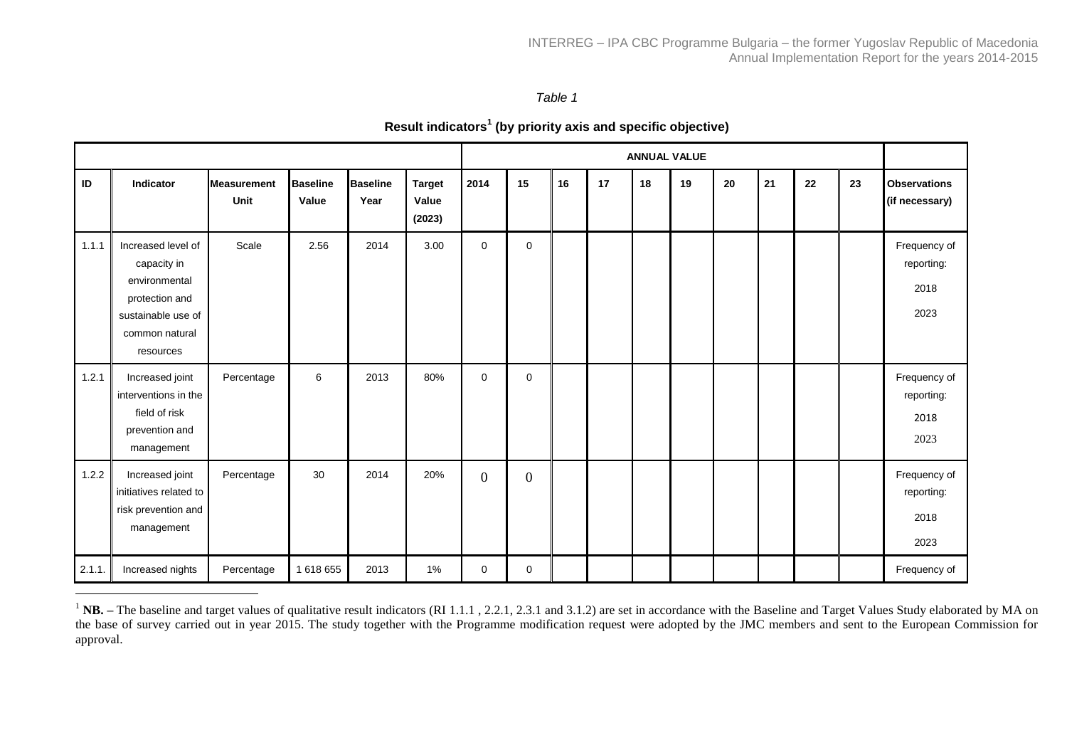*Table 1*

**Result indicators[1] (by priority axis and specific objective)**

| | | | | | | ANNUAL VALUE | | | | | | | | | | |
|---|---|---|---|---|---|---|---|---|---|---|---|---|---|---|---|---|
| **ID** | **Indicator** | **Measurement Unit** | **Baseline Value** | **Baseline Year** | **Target Value (2023)** | **2014** | **15** | **16** | **17** | **18** | **19** | **20** | **21** | **22** | **23** | **Observations (if necessary)** |
| 1.1.1 | Increased level of capacity in environmental protection and sustainable use of common natural resources | Scale | 2.56 | 2014 | 3.00 | 0 | 0 | | | | | | | | | Frequency of reporting: 2018 2023 |
| 1.2.1 | Increased joint interventions in the field of risk prevention and management | Percentage | 6 | 2013 | 80% | 0 | 0 | | | | | | | | | Frequency of reporting: 2018 2023 |
| 1.2.2 | Increased joint initiatives related to risk prevention and management | Percentage | 30 | 2014 | 20% | 0 | 0 | | | | | | | | | Frequency of reporting: 2018 2023 |
| 2.1.1. | Increased nights | Percentage | 1 618 655 | 2013 | 1% | 0 | 0 | | | | | | | | | Frequency of |

[1] **NB.** – The baseline and target values of qualitative result indicators (RI 1.1.1 , 2.2.1, 2.3.1 and 3.1.2) are set in accordance with the Baseline and Target Values Study elaborated by MA on the base of survey carried out in year 2015. The study together with the Programme modification request were adopted by the JMC members and sent to the European Commission for approval.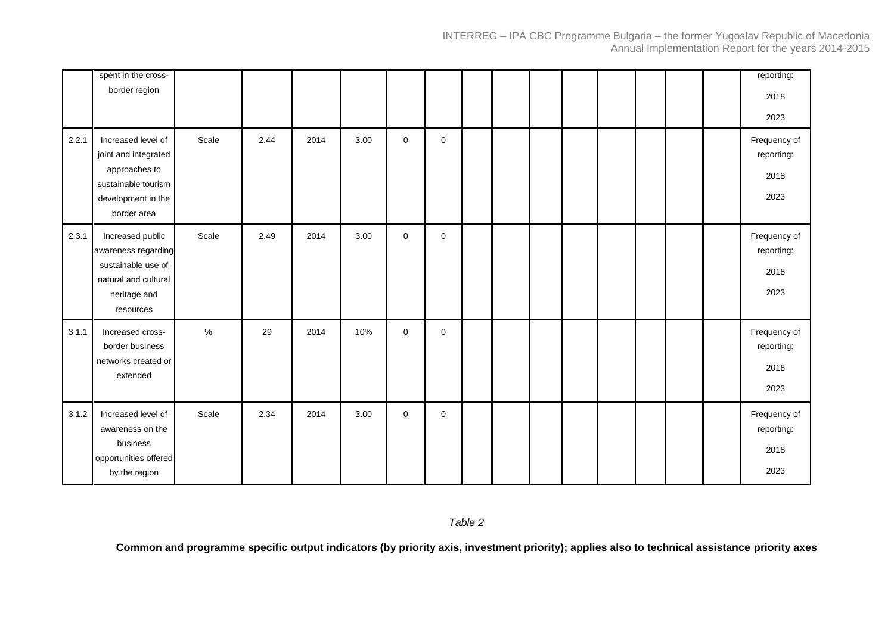| | | | | | | | | | | | | | | | | |
|---|---|---|---|---|---|---|---|---|---|---|---|---|---|---|---|---|
| | spent in the cross-border region | | | | | | | | | | | | | | | reporting: 2018 2023 |
| 2.2.1 | Increased level of joint and integrated approaches to sustainable tourism development in the border area | Scale | 2.44 | 2014 | 3.00 | 0 | 0 | | | | | | | | | Frequency of reporting: 2018 2023 |
| 2.3.1 | Increased public awareness regarding sustainable use of natural and cultural heritage and resources | Scale | 2.49 | 2014 | 3.00 | 0 | 0 | | | | | | | | | Frequency of reporting: 2018 2023 |
| 3.1.1 | Increased cross-border business networks created or extended | % | 29 | 2014 | 10% | 0 | 0 | | | | | | | | | Frequency of reporting: 2018 2023 |
| 3.1.2 | Increased level of awareness on the business opportunities offered by the region | Scale | 2.34 | 2014 | 3.00 | 0 | 0 | | | | | | | | | Frequency of reporting: 2018 2023 |

*Table 2*

**Common and programme specific output indicators (by priority axis, investment priority); applies also to technical assistance priority axes**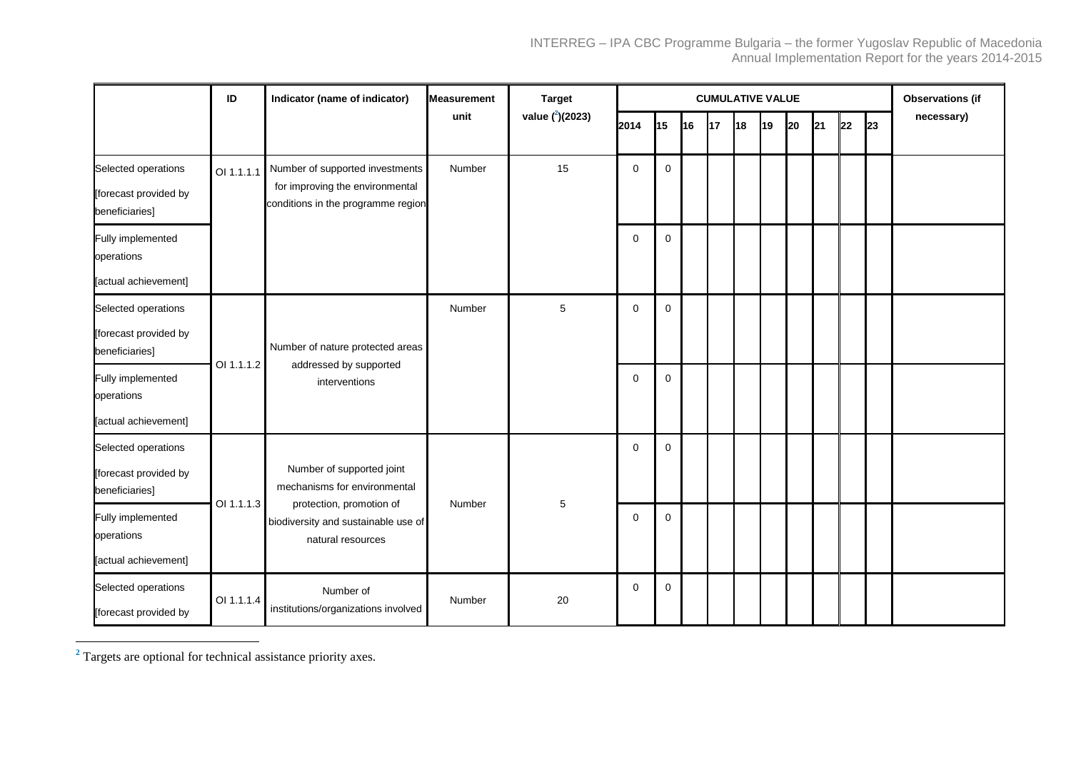| | ID | Indicator (name of indicator) | Measurement unit | Target value ([2])(2023) | CUMULATIVE VALUE | | | | | | | | | | Observations (if necessary) |
|---|---|---|---|---|---|---|---|---|---|---|---|---|---|---|---|
| | | | | | 2014 | 15 | 16 | 17 | 18 | 19 | 20 | 21 | 22 | 23 | |
| Selected operations [forecast provided by beneficiaries] | OI 1.1.1.1 | Number of supported investments for improving the environmental conditions in the programme region | Number | 15 | 0 | 0 | | | | | | | | | |
| Fully implemented operations [actual achievement] | | | | | 0 | 0 | | | | | | | | | |
| Selected operations [forecast provided by beneficiaries] | OI 1.1.1.2 | Number of nature protected areas addressed by supported interventions | Number | 5 | 0 | 0 | | | | | | | | | |
| Fully implemented operations [actual achievement] | | | | | 0 | 0 | | | | | | | | | |
| Selected operations [forecast provided by beneficiaries] | OI 1.1.1.3 | Number of supported joint mechanisms for environmental protection, promotion of biodiversity and sustainable use of natural resources | Number | 5 | 0 | 0 | | | | | | | | | |
| Fully implemented operations [actual achievement] | | | | | 0 | 0 | | | | | | | | | |
| Selected operations [forecast provided by | OI 1.1.1.4 | Number of institutions/organizations involved | Number | 20 | 0 | 0 | | | | | | | | | |

[2] Targets are optional for technical assistance priority axes.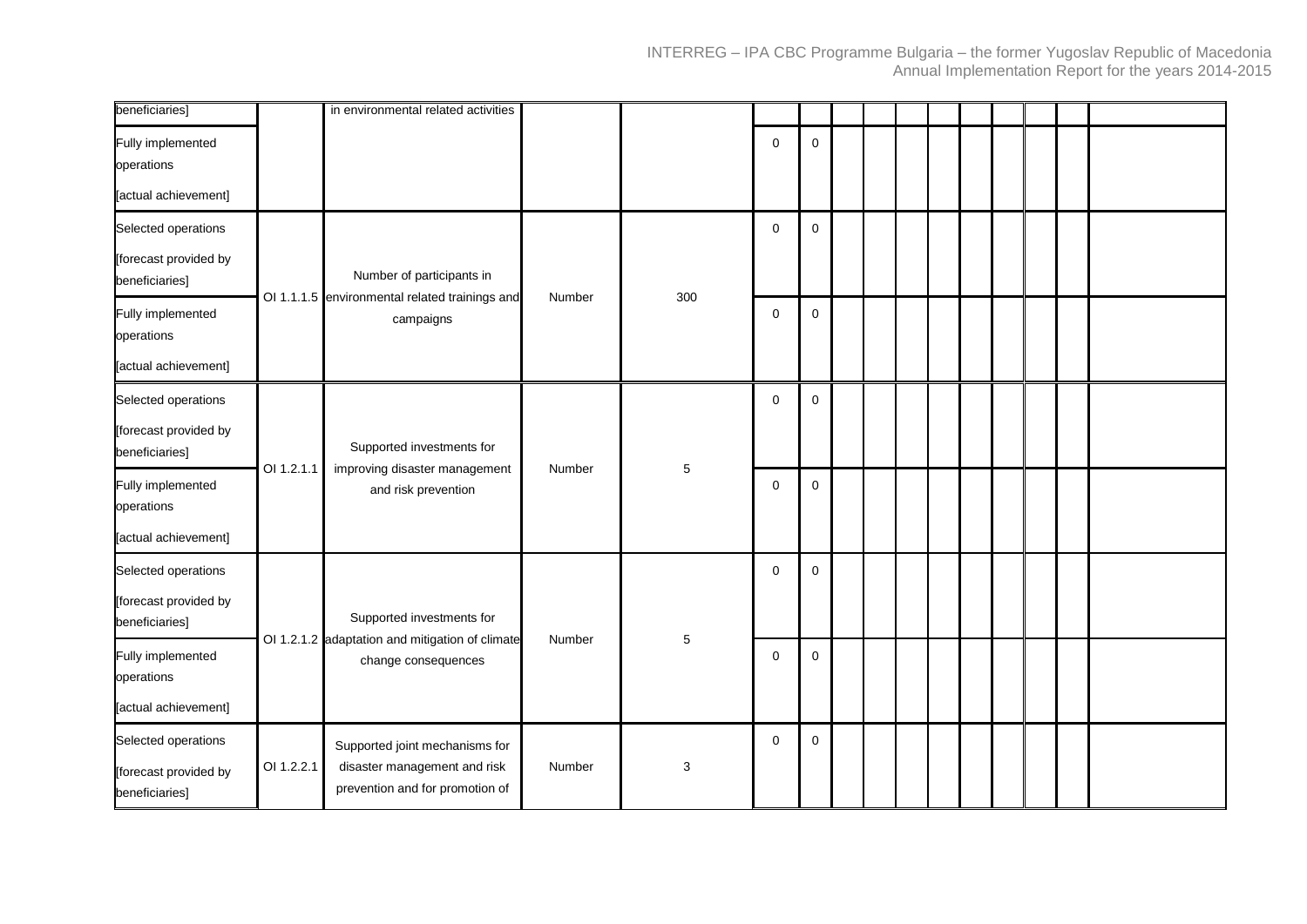| | | | | | | | | | | | | | | | | |
|---|---|---|---|---|---|---|---|---|---|---|---|---|---|---|---|---|
| beneficiaries] | | in environmental related activities | | | | | | | | | | | | | | |
| Fully implemented operations [actual achievement] | | | | | 0 | 0 | | | | | | | | | | |
| Selected operations [forecast provided by beneficiaries] | OI 1.1.1.5 | Number of participants in environmental related trainings and campaigns | Number | 300 | 0 | 0 | | | | | | | | | | |
| Fully implemented operations [actual achievement] | | | | | 0 | 0 | | | | | | | | | | |
| Selected operations [forecast provided by beneficiaries] | OI 1.2.1.1 | Supported investments for improving disaster management and risk prevention | Number | 5 | 0 | 0 | | | | | | | | | | |
| Fully implemented operations [actual achievement] | | | | | 0 | 0 | | | | | | | | | | |
| Selected operations [forecast provided by beneficiaries] | OI 1.2.1.2 | Supported investments for adaptation and mitigation of climate change consequences | Number | 5 | 0 | 0 | | | | | | | | | | |
| Fully implemented operations [actual achievement] | | | | | 0 | 0 | | | | | | | | | | |
| Selected operations [forecast provided by beneficiaries] | OI 1.2.2.1 | Supported joint mechanisms for disaster management and risk prevention and for promotion of | Number | 3 | 0 | 0 | | | | | | | | | | |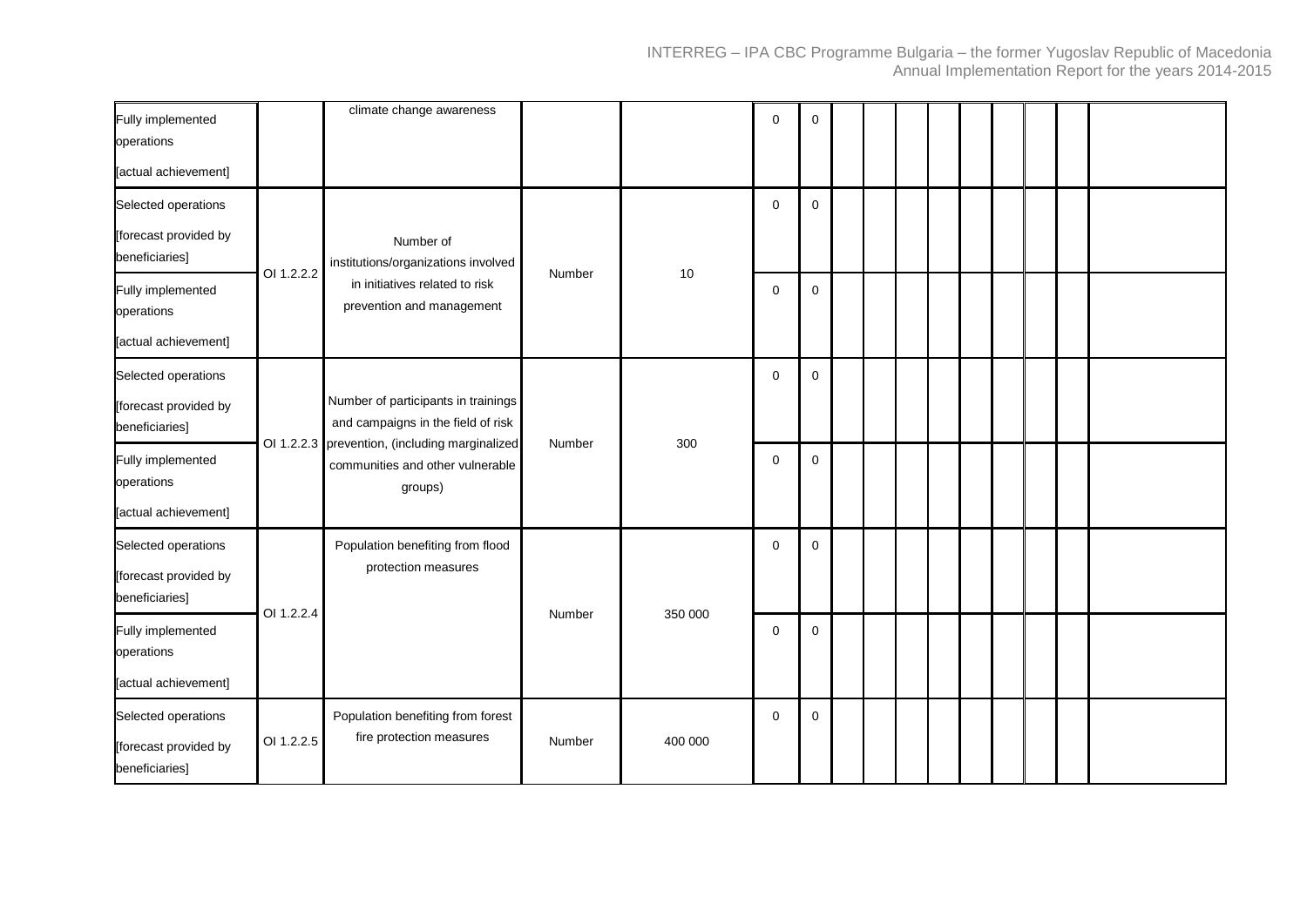| | | | | | | | | | | | | | | | |
|---|---|---|---|---|---|---|---|---|---|---|---|---|---|---|---|
| Fully implemented operations [actual achievement] | | climate change awareness | | | 0 | 0 | | | | | | | | | |
| Selected operations [forecast provided by beneficiaries] | OI 1.2.2.2 | Number of institutions/organizations involved in initiatives related to risk prevention and management | Number | 10 | 0 | 0 | | | | | | | | | |
| Fully implemented operations [actual achievement] | | | | | 0 | 0 | | | | | | | | | |
| Selected operations [forecast provided by beneficiaries] | OI 1.2.2.3 | Number of participants in trainings and campaigns in the field of risk prevention, (including marginalized communities and other vulnerable groups) | Number | 300 | 0 | 0 | | | | | | | | | |
| Fully implemented operations [actual achievement] | | | | | 0 | 0 | | | | | | | | | |
| Selected operations [forecast provided by beneficiaries] | OI 1.2.2.4 | Population benefiting from flood protection measures | Number | 350 000 | 0 | 0 | | | | | | | | | |
| Fully implemented operations [actual achievement] | | | | | 0 | 0 | | | | | | | | | |
| Selected operations [forecast provided by beneficiaries] | OI 1.2.2.5 | Population benefiting from forest fire protection measures | Number | 400 000 | 0 | 0 | | | | | | | | | |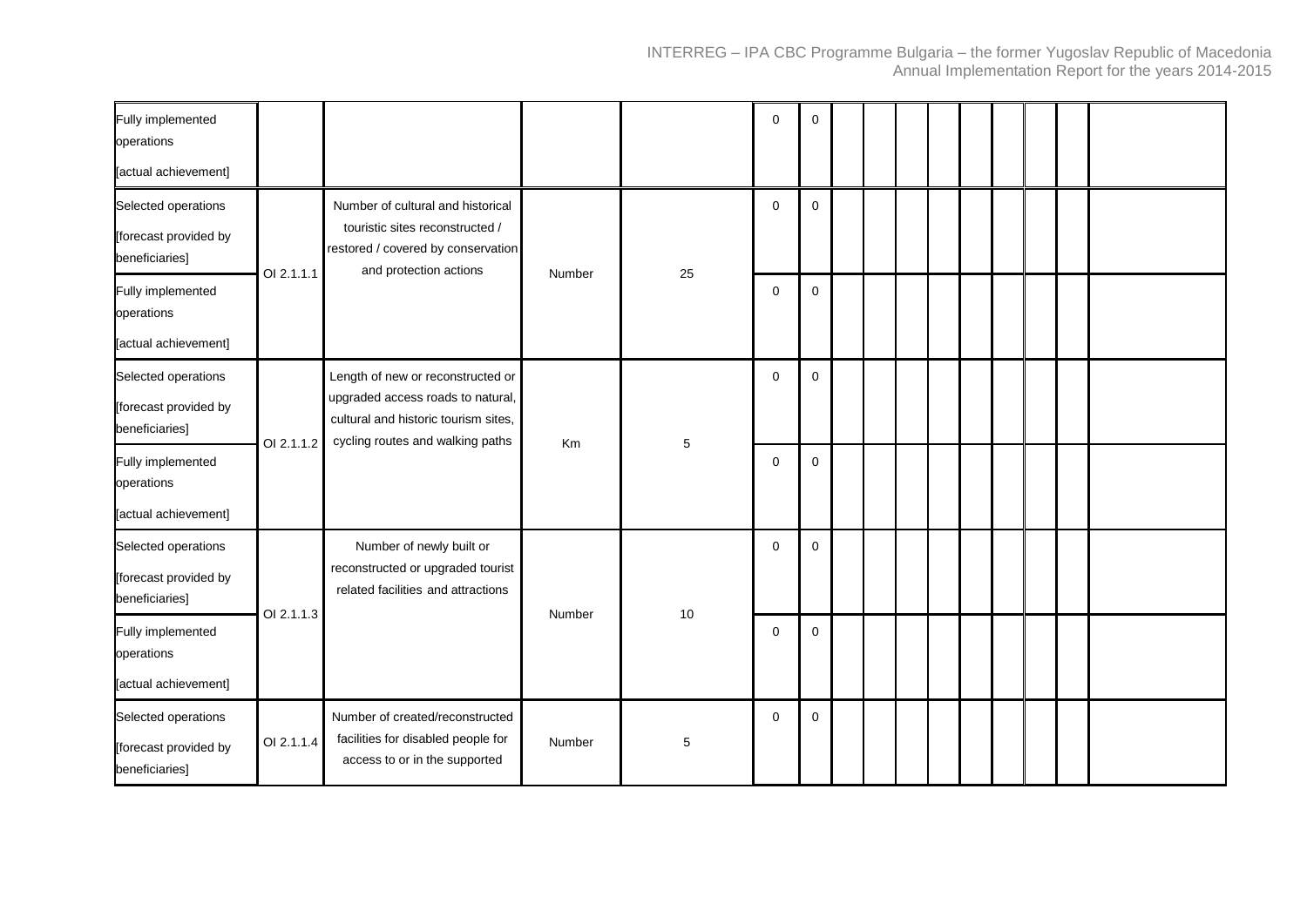| | | | | | | | | | | | | | | | |
|---|---|---|---|---|---|---|---|---|---|---|---|---|---|---|---|
| Fully implemented operations [actual achievement] | | | | | 0 | 0 | | | | | | | | | |
| Selected operations [forecast provided by beneficiaries] | OI 2.1.1.1 | Number of cultural and historical touristic sites reconstructed / restored / covered by conservation and protection actions | Number | 25 | 0 | 0 | | | | | | | | | |
| Fully implemented operations [actual achievement] | | | | | 0 | 0 | | | | | | | | | |
| Selected operations [forecast provided by beneficiaries] | OI 2.1.1.2 | Length of new or reconstructed or upgraded access roads to natural, cultural and historic tourism sites, cycling routes and walking paths | Km | 5 | 0 | 0 | | | | | | | | | |
| Fully implemented operations [actual achievement] | | | | | 0 | 0 | | | | | | | | | |
| Selected operations [forecast provided by beneficiaries] | OI 2.1.1.3 | Number of newly built or reconstructed or upgraded tourist related facilities and attractions | Number | 10 | 0 | 0 | | | | | | | | | |
| Fully implemented operations [actual achievement] | | | | | 0 | 0 | | | | | | | | | |
| Selected operations [forecast provided by beneficiaries] | OI 2.1.1.4 | Number of created/reconstructed facilities for disabled people for access to or in the supported | Number | 5 | 0 | 0 | | | | | | | | | |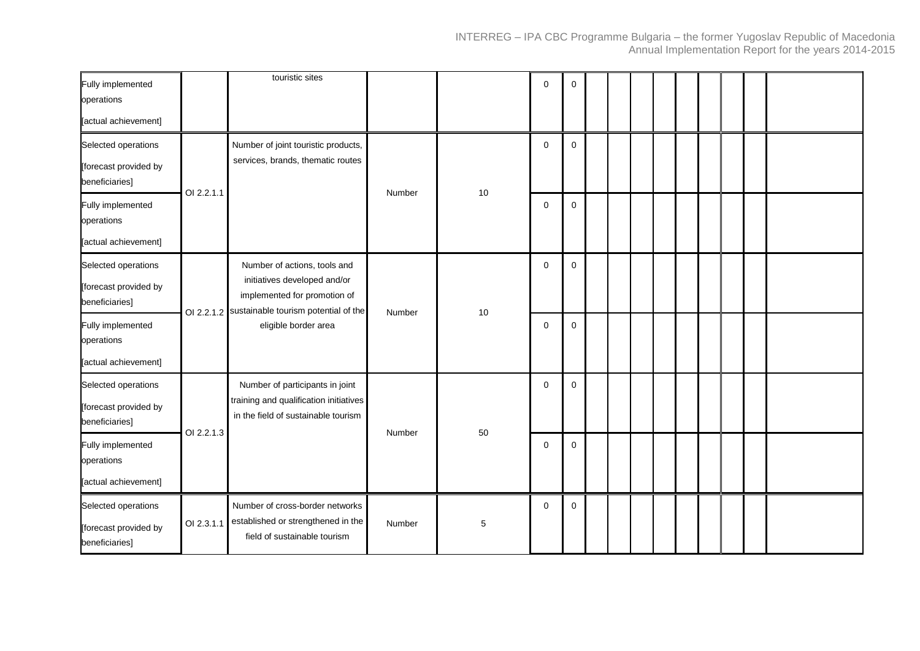| | | | | | | | | | | | | | | | |
|---|---|---|---|---|---|---|---|---|---|---|---|---|---|---|---|
| Fully implemented operations [actual achievement] | | touristic sites | | | 0 | 0 | | | | | | | | | |
| Selected operations [forecast provided by beneficiaries] | OI 2.2.1.1 | Number of joint touristic products, services, brands, thematic routes | Number | 10 | 0 | 0 | | | | | | | | | |
| Fully implemented operations [actual achievement] | | | | | 0 | 0 | | | | | | | | | |
| Selected operations [forecast provided by beneficiaries] | OI 2.2.1.2 | Number of actions, tools and initiatives developed and/or implemented for promotion of sustainable tourism potential of the eligible border area | Number | 10 | 0 | 0 | | | | | | | | | |
| Fully implemented operations [actual achievement] | | | | | 0 | 0 | | | | | | | | | |
| Selected operations [forecast provided by beneficiaries] | OI 2.2.1.3 | Number of participants in joint training and qualification initiatives in the field of sustainable tourism | Number | 50 | 0 | 0 | | | | | | | | | |
| Fully implemented operations [actual achievement] | | | | | 0 | 0 | | | | | | | | | |
| Selected operations [forecast provided by beneficiaries] | OI 2.3.1.1 | Number of cross-border networks established or strengthened in the field of sustainable tourism | Number | 5 | 0 | 0 | | | | | | | | | |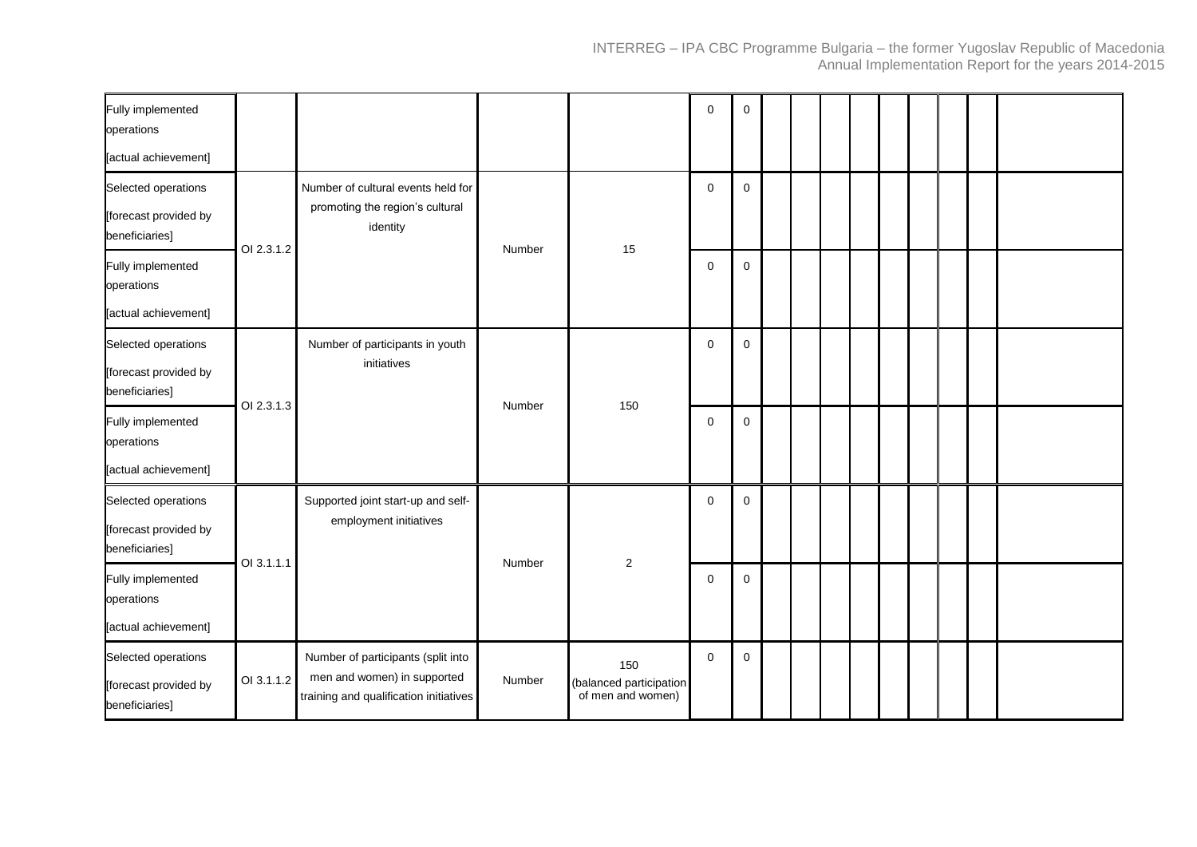| | | | | | | | | | | | | | | | |
|---|---|---|---|---|---|---|---|---|---|---|---|---|---|---|---|
| Fully implemented operations [actual achievement] | | | | | 0 | 0 | | | | | | | | | |
| Selected operations [forecast provided by beneficiaries] | OI 2.3.1.2 | Number of cultural events held for promoting the region's cultural identity | Number | 15 | 0 | 0 | | | | | | | | | |
| Fully implemented operations [actual achievement] | | | | | 0 | 0 | | | | | | | | | |
| Selected operations [forecast provided by beneficiaries] | OI 2.3.1.3 | Number of participants in youth initiatives | Number | 150 | 0 | 0 | | | | | | | | | |
| Fully implemented operations [actual achievement] | | | | | 0 | 0 | | | | | | | | | |
| Selected operations [forecast provided by beneficiaries] | OI 3.1.1.1 | Supported joint start-up and self-employment initiatives | Number | 2 | 0 | 0 | | | | | | | | | |
| Fully implemented operations [actual achievement] | | | | | 0 | 0 | | | | | | | | | |
| Selected operations [forecast provided by beneficiaries] | OI 3.1.1.2 | Number of participants (split into men and women) in supported training and qualification initiatives | Number | 150 (balanced participation of men and women) | 0 | 0 | | | | | | | | | |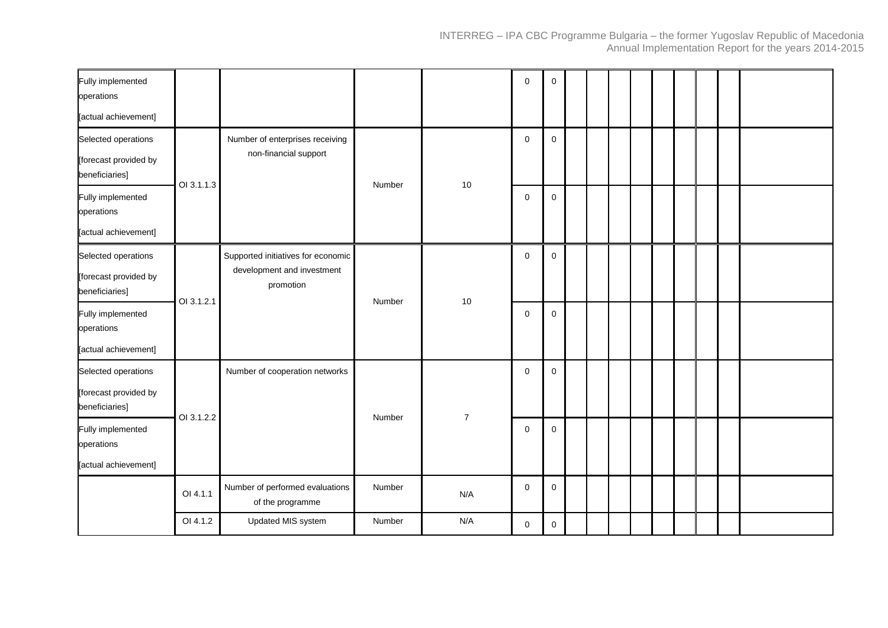| | | | | | | | | | | | | | | | |
|---|---|---|---|---|---|---|---|---|---|---|---|---|---|---|---|
| Fully implemented operations [actual achievement] | | | | | 0 | 0 | | | | | | | | | |
| Selected operations [forecast provided by beneficiaries] | OI 3.1.1.3 | Number of enterprises receiving non-financial support | Number | 10 | 0 | 0 | | | | | | | | | |
| Fully implemented operations [actual achievement] | | | | | 0 | 0 | | | | | | | | | |
| Selected operations [forecast provided by beneficiaries] | OI 3.1.2.1 | Supported initiatives for economic development and investment promotion | Number | 10 | 0 | 0 | | | | | | | | | |
| Fully implemented operations [actual achievement] | | | | | 0 | 0 | | | | | | | | | |
| Selected operations [forecast provided by beneficiaries] | OI 3.1.2.2 | Number of cooperation networks | Number | 7 | 0 | 0 | | | | | | | | | |
| Fully implemented operations [actual achievement] | | | | | 0 | 0 | | | | | | | | | |
| | OI 4.1.1 | Number of performed evaluations of the programme | Number | N/A | 0 | 0 | | | | | | | | | |
| | OI 4.1.2 | Updated MIS system | Number | N/A | 0 | 0 | | | | | | | | | |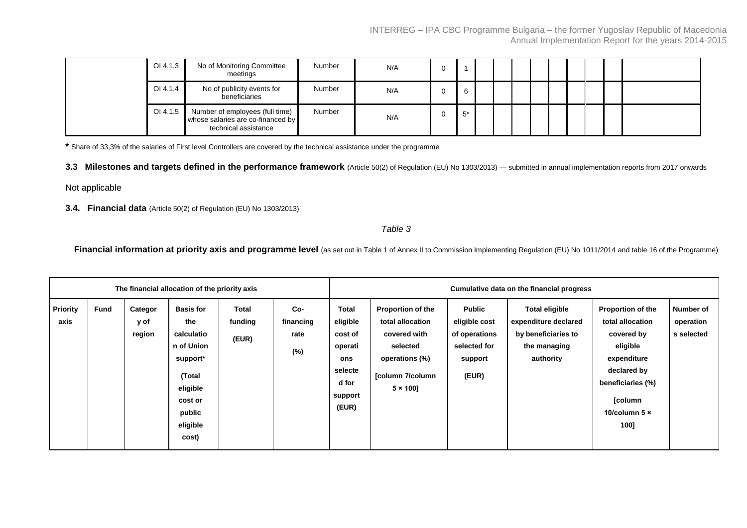| | OI 4.1.3 | No of Monitoring Committee meetings | Number | N/A | 0 | 1 | | | | | | | | | |
|---|---|---|---|---|---|---|---|---|---|---|---|---|---|---|---|
| | OI 4.1.4 | No of publicity events for beneficiaries | Number | N/A | 0 | 6 | | | | | | | | | |
| | OI 4.1.5 | Number of employees (full time) whose salaries are co-financed by technical assistance | Number | N/A | 0 | 5* | | | | | | | | | |

**\*** Share of 33,3% of the salaries of First level Controllers are covered by the technical assistance under the programme

### 3.3 Milestones and targets defined in the performance framework (Article 50(2) of Regulation (EU) No 1303/2013) — submitted in annual implementation reports from 2017 onwards

Not applicable

### 3.4. Financial data (Article 50(2) of Regulation (EU) No 1303/2013)

*Table 3*

**Financial information at priority axis and programme level** (as set out in Table 1 of Annex II to Commission Implementing Regulation (EU) No 1011/2014 and table 16 of the Programme)

| The financial allocation of the priority axis | | | | | | Cumulative data on the financial progress | | | | | |
|---|---|---|---|---|---|---|---|---|---|---|---|
| **Priority axis** | **Fund** | **Category of region** | **Basis for the calculation of Union support* (Total eligible cost or public eligible cost)** | **Total funding (EUR)** | **Co-financing rate (%)** | **Total eligible cost of operations selected for support (EUR)** | **Proportion of the total allocation covered with selected operations (%) [column 7/column 5 × 100]** | **Public eligible cost of operations selected for support (EUR)** | **Total eligible expenditure declared by beneficiaries to the managing authority** | **Proportion of the total allocation covered by eligible expenditure declared by beneficiaries (%) [column 10/column 5 × 100]** | **Number of operations selected** |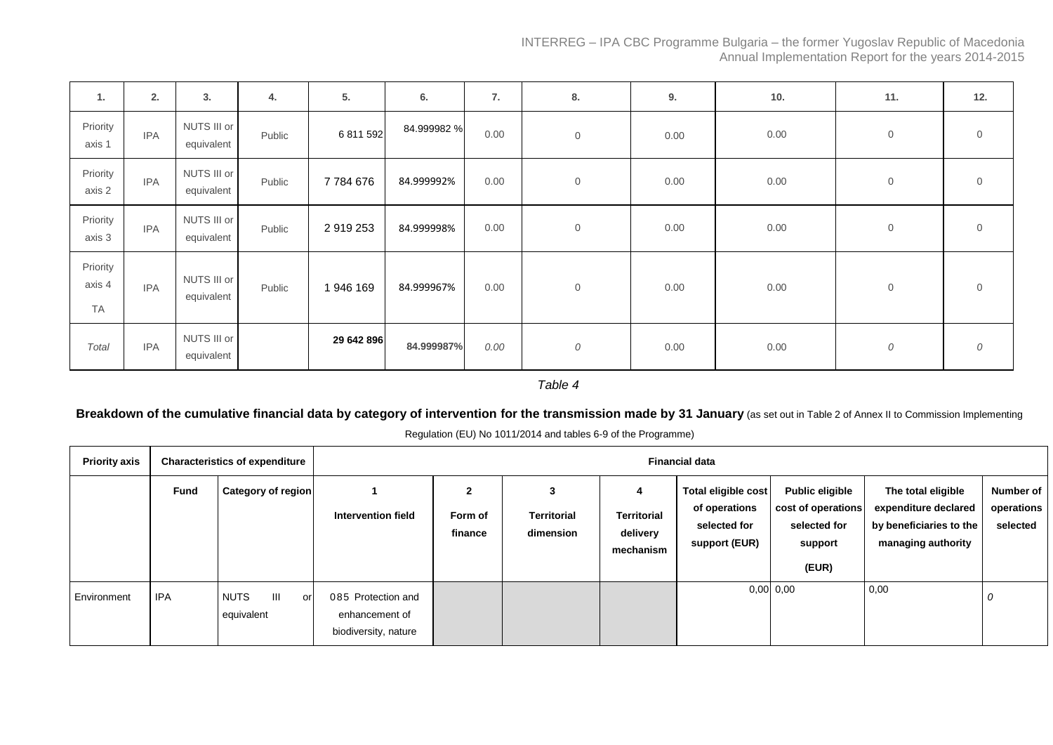| 1. | 2. | 3. | 4. | 5. | 6. | 7. | 8. | 9. | 10. | 11. | 12. |
|---|---|---|---|---|---|---|---|---|---|---|---|
| Priority axis 1 | IPA | NUTS III or equivalent | Public | 6 811 592 | 84.999982 % | 0.00 | 0 | 0.00 | 0.00 | 0 | 0 |
| Priority axis 2 | IPA | NUTS III or equivalent | Public | 7 784 676 | 84.999992% | 0.00 | 0 | 0.00 | 0.00 | 0 | 0 |
| Priority axis 3 | IPA | NUTS III or equivalent | Public | 2 919 253 | 84.999998% | 0.00 | 0 | 0.00 | 0.00 | 0 | 0 |
| Priority axis 4 TA | IPA | NUTS III or equivalent | Public | 1 946 169 | 84.999967% | 0.00 | 0 | 0.00 | 0.00 | 0 | 0 |
| *Total* | IPA | NUTS III or equivalent | | **29 642 896** | **84.999987%** | *0.00* | *0* | 0.00 | 0.00 | *0* | *0* |

*Table 4*

**Breakdown of the cumulative financial data by category of intervention for the transmission made by 31 January** (as set out in Table 2 of Annex II to Commission Implementing Regulation (EU) No 1011/2014 and tables 6-9 of the Programme)

| **Priority axis** | **Characteristics of expenditure** | | **Financial data** | | | | | | | |
|---|---|---|---|---|---|---|---|---|---|---|
| | **Fund** | **Category of region** | **1** **Intervention field** | **2** **Form of finance** | **3** **Territorial dimension** | **4** **Territorial delivery mechanism** | **Total eligible cost of operations selected for support (EUR)** | **Public eligible cost of operations selected for support (EUR)** | **The total eligible expenditure declared by beneficiaries to the managing authority** | **Number of operations selected** |
| Environment | IPA | NUTS III or equivalent | 085 Protection and enhancement of biodiversity, nature | | | | 0,00 | 0,00 | 0,00 | *0* |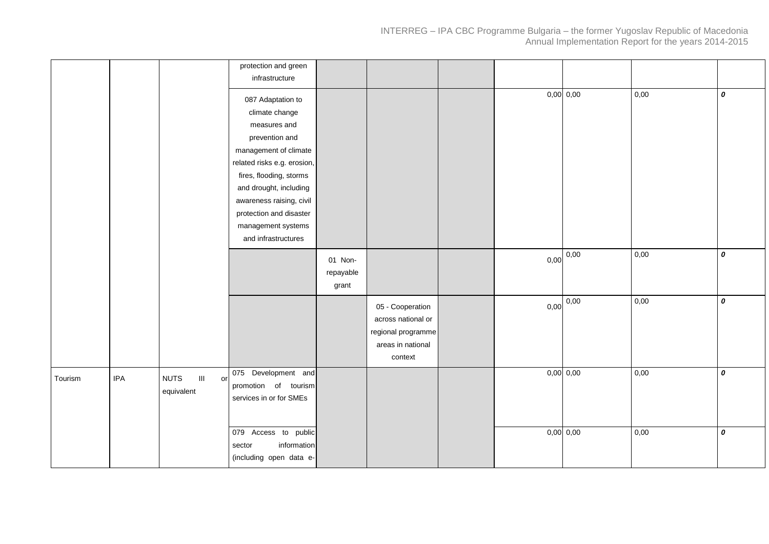|  |  |  | protection and green infrastructure |  |  |  |  |  |  |  |
|---|---|---|---|---|---|---|---|---|---|---|
|  |  |  | 087 Adaptation to climate change measures and prevention and management of climate related risks e.g. erosion, fires, flooding, storms and drought, including awareness raising, civil protection and disaster management systems and infrastructures |  |  |  | 0,00 | 0,00 | 0,00 | ***0*** |
|  |  |  |  | 01 Non-repayable grant |  |  | 0,00 | 0,00 | 0,00 | ***0*** |
|  |  |  |  |  | 05 - Cooperation across national or regional programme areas in national context |  | 0,00 | 0,00 | 0,00 | ***0*** |
| Tourism | IPA | NUTS III or equivalent | 075 Development and promotion of tourism services in or for SMEs |  |  |  | 0,00 | 0,00 | 0,00 | ***0*** |
|  |  |  | 079 Access to public sector information (including open data e- |  |  |  | 0,00 | 0,00 | 0,00 | ***0*** |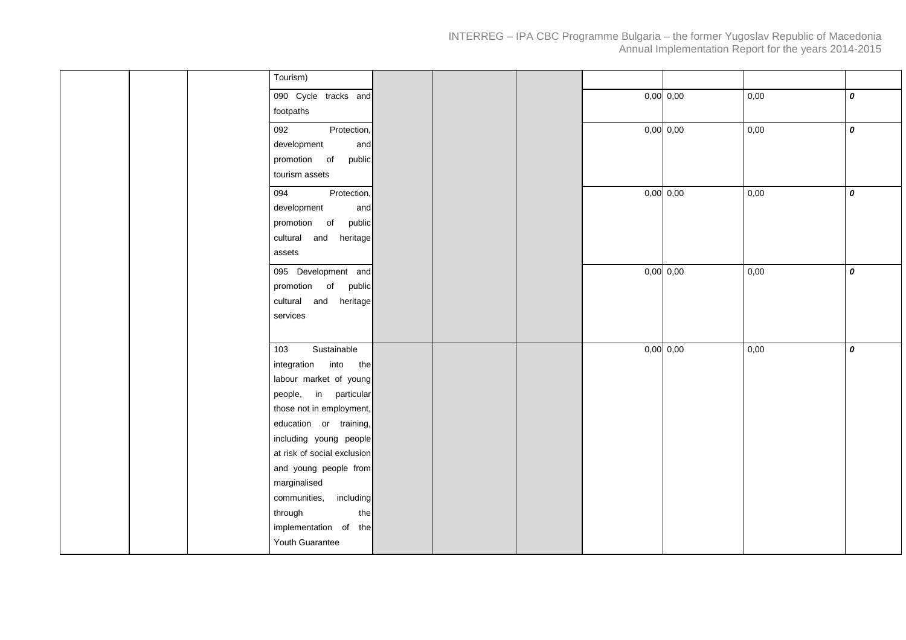| | | | | | | | | | | |
|---|---|---|---|---|---|---|---|---|---|---|
| | | | Tourism) | | | | | | | |
| | | | 090 Cycle tracks and footpaths | | | | 0,00 | 0,00 | 0,00 | ***0*** |
| | | | 092 Protection, development and promotion of public tourism assets | | | | 0,00 | 0,00 | 0,00 | ***0*** |
| | | | 094 Protection, development and promotion of public cultural and heritage assets | | | | 0,00 | 0,00 | 0,00 | ***0*** |
| | | | 095 Development and promotion of public cultural and heritage services | | | | 0,00 | 0,00 | 0,00 | ***0*** |
| | | | 103 Sustainable integration into the labour market of young people, in particular those not in employment, education or training, including young people at risk of social exclusion and young people from marginalised communities, including through the implementation of the Youth Guarantee | | | | 0,00 | 0,00 | 0,00 | ***0*** |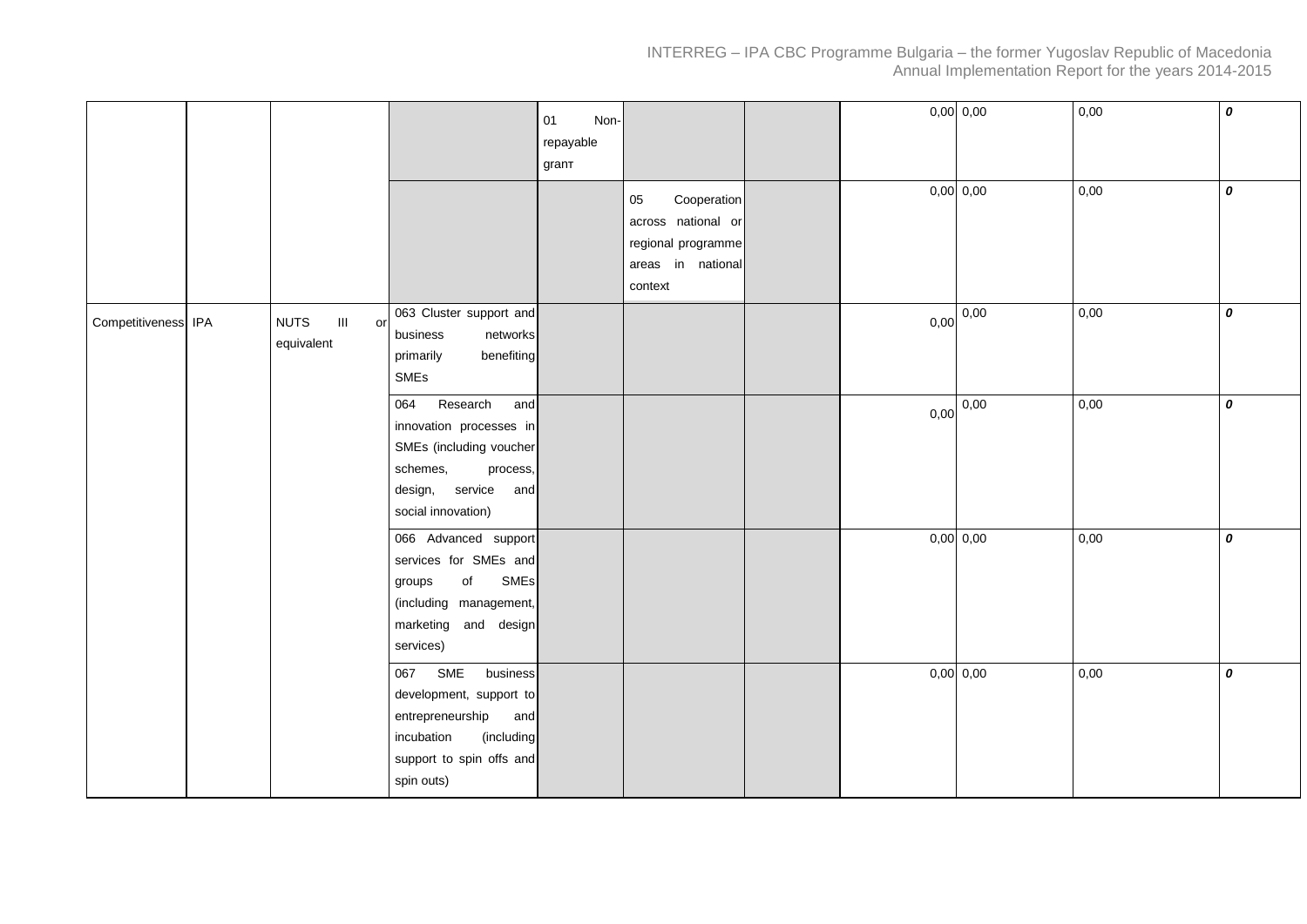| | | | | | | | | | | |
|---|---|---|---|---|---|---|---|---|---|---|
| | | | | 01 Non-repayable grant | | | 0,00 | 0,00 | 0,00 | *0* |
| | | | | | 05 Cooperation across national or regional programme areas in national context | | 0,00 | 0,00 | 0,00 | *0* |
| Competitiveness | IPA | NUTS III or equivalent | 063 Cluster support and business networks primarily benefiting SMEs | | | | 0,00 | 0,00 | 0,00 | *0* |
| | | | 064 Research and innovation processes in SMEs (including voucher schemes, process, design, service and social innovation) | | | | 0,00 | 0,00 | 0,00 | *0* |
| | | | 066 Advanced support services for SMEs and groups of SMEs (including management, marketing and design services) | | | | 0,00 | 0,00 | 0,00 | *0* |
| | | | 067 SME business development, support to entrepreneurship and incubation (including support to spin offs and spin outs) | | | | 0,00 | 0,00 | 0,00 | *0* |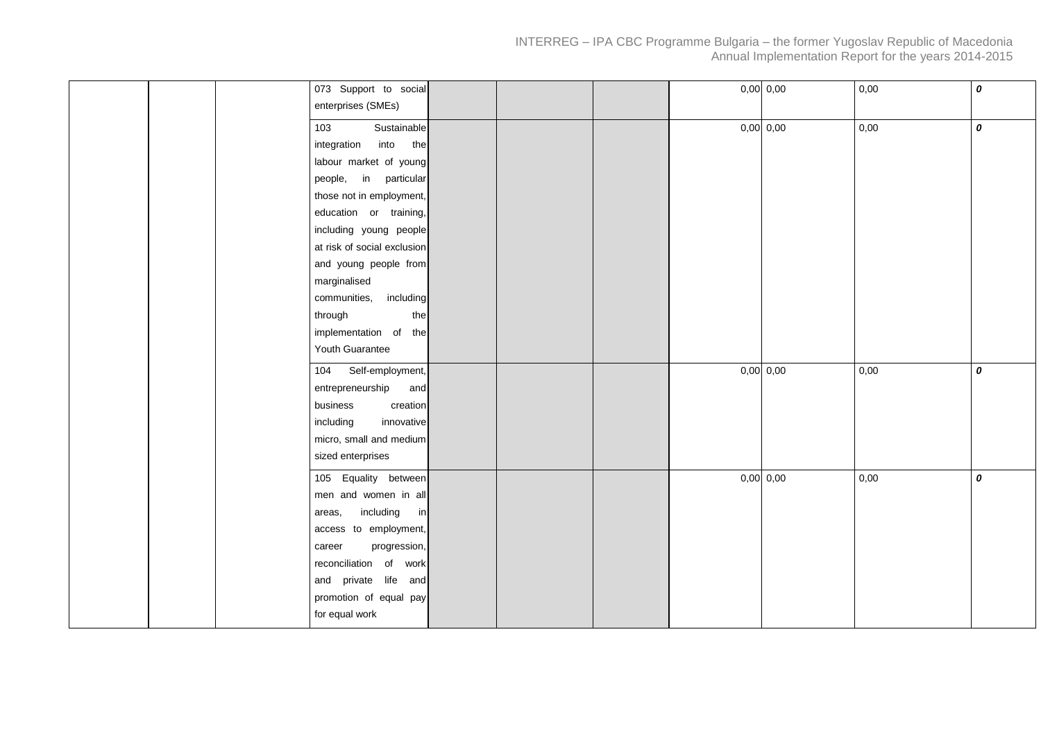| | | | | | | | | | | |
|---|---|---|---|---|---|---|---|---|---|---|
| | | | 073 Support to social enterprises (SMEs) | | | | 0,00 | 0,00 | 0,00 | ***0*** |
| | | | 103 Sustainable integration into the labour market of young people, in particular those not in employment, education or training, including young people at risk of social exclusion and young people from marginalised communities, including through the implementation of the Youth Guarantee | | | | 0,00 | 0,00 | 0,00 | ***0*** |
| | | | 104 Self-employment, entrepreneurship and business creation including innovative micro, small and medium sized enterprises | | | | 0,00 | 0,00 | 0,00 | ***0*** |
| | | | 105 Equality between men and women in all areas, including in access to employment, career progression, reconciliation of work and private life and promotion of equal pay for equal work | | | | 0,00 | 0,00 | 0,00 | ***0*** |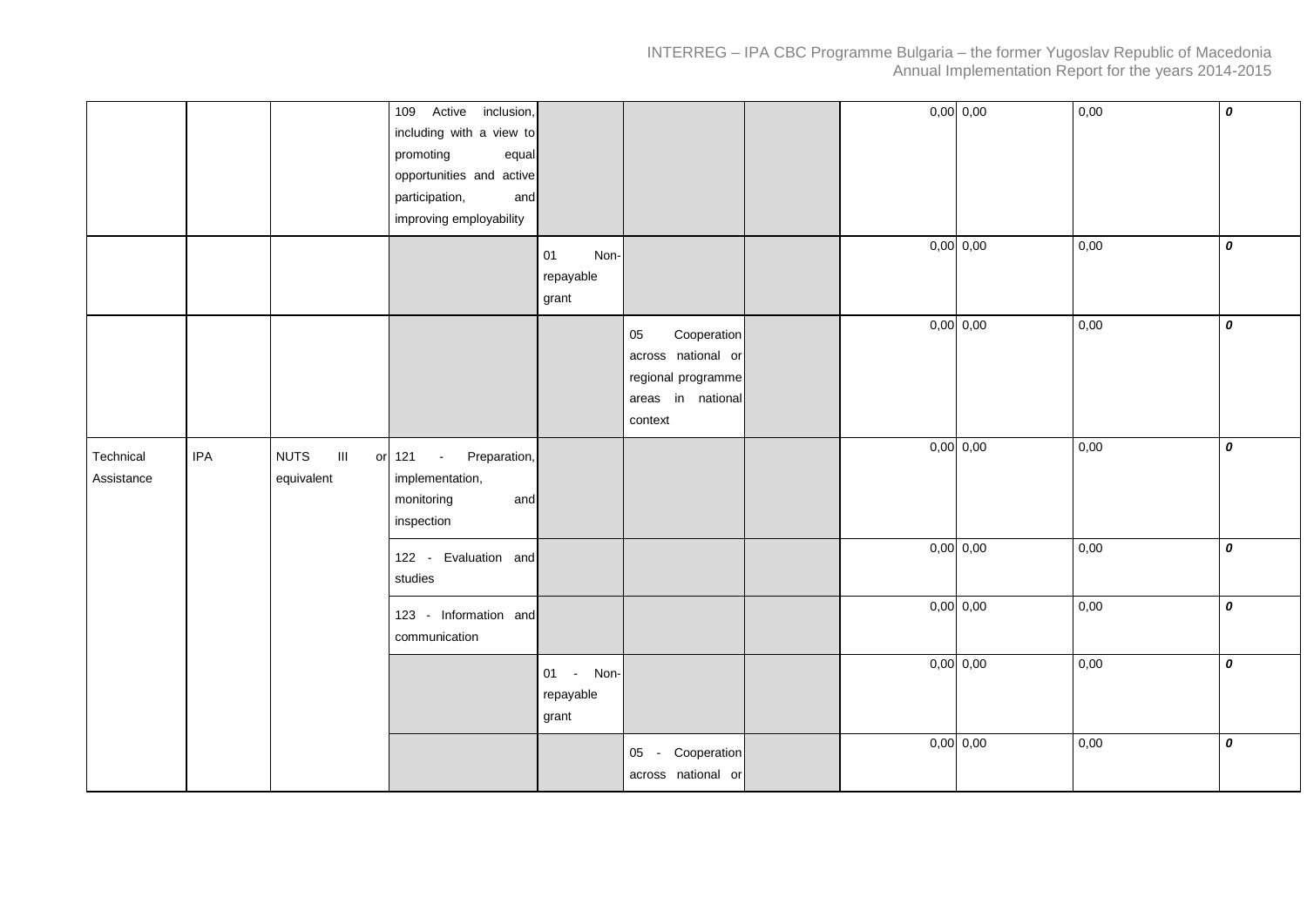| | | | | | | | | | | |
|---|---|---|---|---|---|---|---|---|---|---|
| | | | 109 Active inclusion, including with a view to promoting equal opportunities and active participation, and improving employability | | | | 0,00 | 0,00 | 0,00 | *0* |
| | | | | 01 Non-repayable grant | | | 0,00 | 0,00 | 0,00 | *0* |
| | | | | | 05 Cooperation across national or regional programme areas in national context | | 0,00 | 0,00 | 0,00 | *0* |
| Technical Assistance | IPA | NUTS III or equivalent | 121 - Preparation, implementation, monitoring and inspection | | | | 0,00 | 0,00 | 0,00 | *0* |
| | | | 122 - Evaluation and studies | | | | 0,00 | 0,00 | 0,00 | *0* |
| | | | 123 - Information and communication | | | | 0,00 | 0,00 | 0,00 | *0* |
| | | | | 01 - Non-repayable grant | | | 0,00 | 0,00 | 0,00 | *0* |
| | | | | | 05 - Cooperation across national or | | 0,00 | 0,00 | 0,00 | *0* |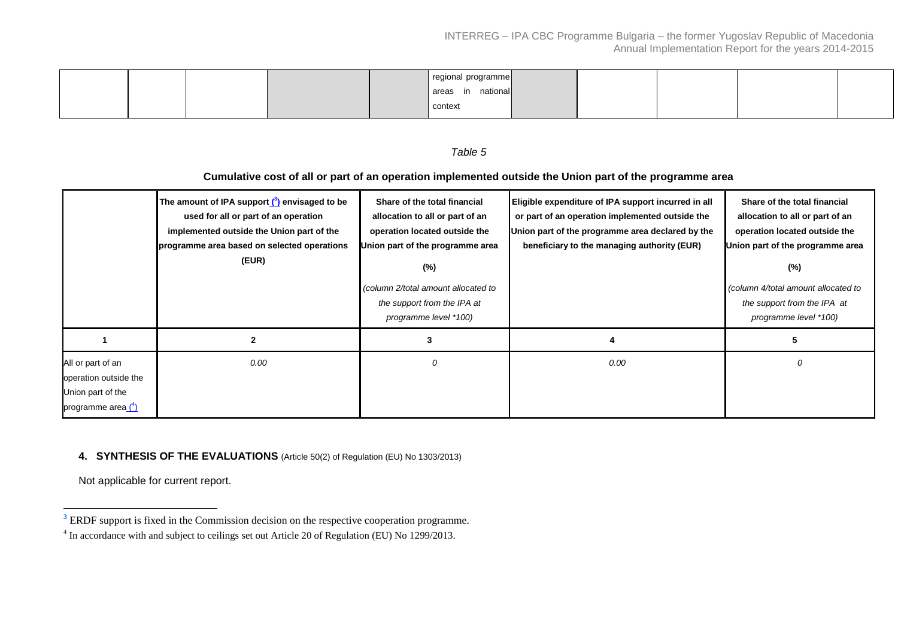| | | | | | regional programme areas in national context | | | | | |
|---|---|---|---|---|---|---|---|---|---|---|

*Table 5*

**Cumulative cost of all or part of an operation implemented outside the Union part of the programme area**

| | **The amount of IPA support [3] envisaged to be used for all or part of an operation implemented outside the Union part of the programme area based on selected operations (EUR)** | **Share of the total financial allocation to all or part of an operation located outside the Union part of the programme area (%)** *(column 2/total amount allocated to the support from the IPA at programme level \*100)* | **Eligible expenditure of IPA support incurred in all or part of an operation implemented outside the Union part of the programme area declared by the beneficiary to the managing authority (EUR)** | **Share of the total financial allocation to all or part of an operation located outside the Union part of the programme area (%)** *(column 4/total amount allocated to the support from the IPA at programme level \*100)* |
|---|---|---|---|---|
| **1** | **2** | **3** | **4** | **5** |
| All or part of an operation outside the Union part of the programme area [4] | *0.00* | *0* | *0.00* | *0* |

## 4. SYNTHESIS OF THE EVALUATIONS (Article 50(2) of Regulation (EU) No 1303/2013)

Not applicable for current report.

[3] ERDF support is fixed in the Commission decision on the respective cooperation programme.

[4] In accordance with and subject to ceilings set out Article 20 of Regulation (EU) No 1299/2013.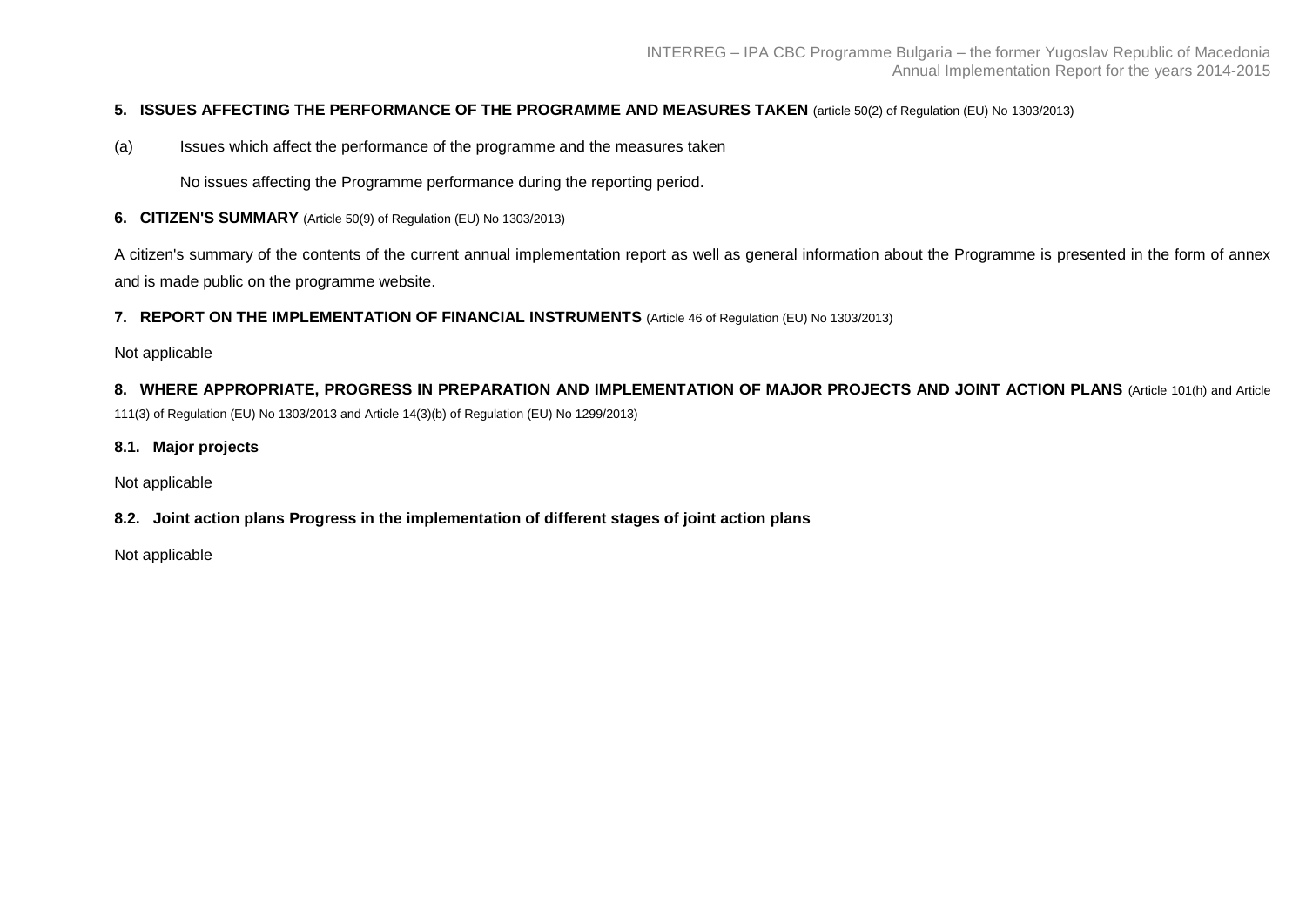## 5. ISSUES AFFECTING THE PERFORMANCE OF THE PROGRAMME AND MEASURES TAKEN (article 50(2) of Regulation (EU) No 1303/2013)

(a) Issues which affect the performance of the programme and the measures taken

No issues affecting the Programme performance during the reporting period.

## 6. CITIZEN'S SUMMARY (Article 50(9) of Regulation (EU) No 1303/2013)

A citizen's summary of the contents of the current annual implementation report as well as general information about the Programme is presented in the form of annex and is made public on the programme website.

## 7. REPORT ON THE IMPLEMENTATION OF FINANCIAL INSTRUMENTS (Article 46 of Regulation (EU) No 1303/2013)

Not applicable

## 8. WHERE APPROPRIATE, PROGRESS IN PREPARATION AND IMPLEMENTATION OF MAJOR PROJECTS AND JOINT ACTION PLANS (Article 101(h) and Article 111(3) of Regulation (EU) No 1303/2013 and Article 14(3)(b) of Regulation (EU) No 1299/2013)

### 8.1. Major projects

Not applicable

### 8.2. Joint action plans Progress in the implementation of different stages of joint action plans

Not applicable